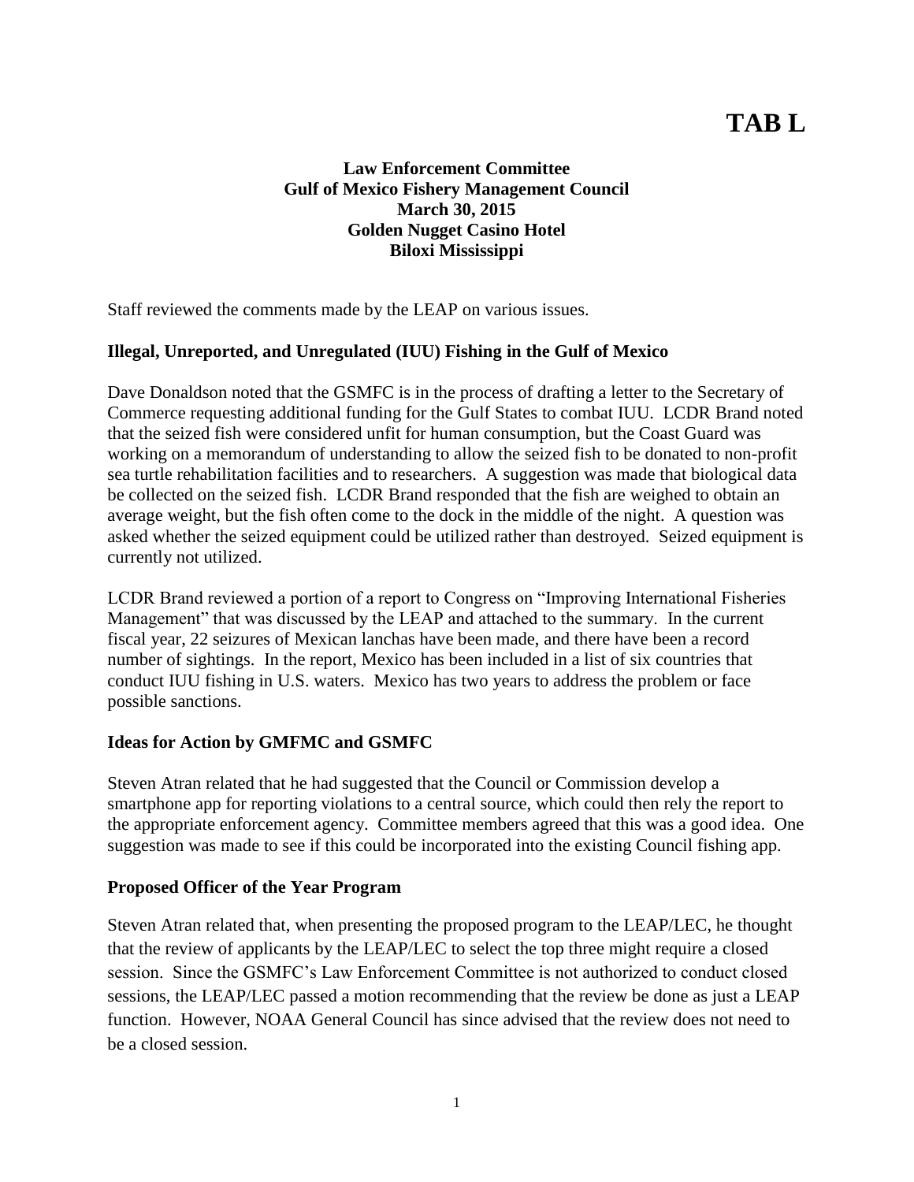# TAB L

**Law Enforcement Committee**
**Gulf of Mexico Fishery Management Council**
**March 30, 2015**
**Golden Nugget Casino Hotel**
**Biloxi Mississippi**

Staff reviewed the comments made by the LEAP on various issues.

**Illegal, Unreported, and Unregulated (IUU) Fishing in the Gulf of Mexico**

Dave Donaldson noted that the GSMFC is in the process of drafting a letter to the Secretary of Commerce requesting additional funding for the Gulf States to combat IUU. LCDR Brand noted that the seized fish were considered unfit for human consumption, but the Coast Guard was working on a memorandum of understanding to allow the seized fish to be donated to non-profit sea turtle rehabilitation facilities and to researchers. A suggestion was made that biological data be collected on the seized fish. LCDR Brand responded that the fish are weighed to obtain an average weight, but the fish often come to the dock in the middle of the night. A question was asked whether the seized equipment could be utilized rather than destroyed. Seized equipment is currently not utilized.

LCDR Brand reviewed a portion of a report to Congress on "Improving International Fisheries Management" that was discussed by the LEAP and attached to the summary. In the current fiscal year, 22 seizures of Mexican lanchas have been made, and there have been a record number of sightings. In the report, Mexico has been included in a list of six countries that conduct IUU fishing in U.S. waters. Mexico has two years to address the problem or face possible sanctions.

**Ideas for Action by GMFMC and GSMFC**

Steven Atran related that he had suggested that the Council or Commission develop a smartphone app for reporting violations to a central source, which could then rely the report to the appropriate enforcement agency. Committee members agreed that this was a good idea. One suggestion was made to see if this could be incorporated into the existing Council fishing app.

**Proposed Officer of the Year Program**

Steven Atran related that, when presenting the proposed program to the LEAP/LEC, he thought that the review of applicants by the LEAP/LEC to select the top three might require a closed session. Since the GSMFC's Law Enforcement Committee is not authorized to conduct closed sessions, the LEAP/LEC passed a motion recommending that the review be done as just a LEAP function. However, NOAA General Council has since advised that the review does not need to be a closed session.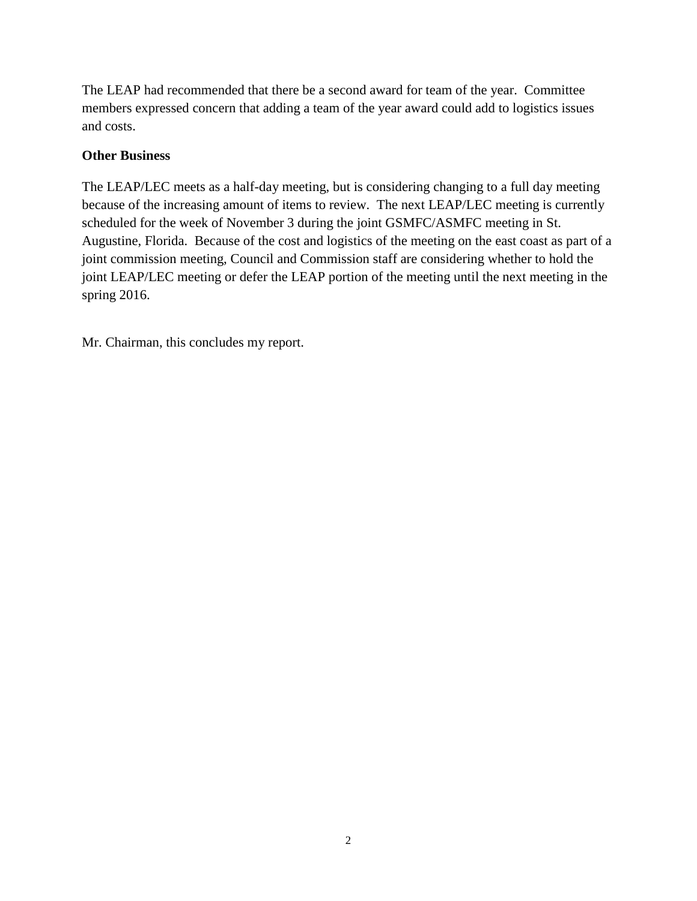The LEAP had recommended that there be a second award for team of the year. Committee members expressed concern that adding a team of the year award could add to logistics issues and costs.

**Other Business**

The LEAP/LEC meets as a half-day meeting, but is considering changing to a full day meeting because of the increasing amount of items to review. The next LEAP/LEC meeting is currently scheduled for the week of November 3 during the joint GSMFC/ASMFC meeting in St. Augustine, Florida. Because of the cost and logistics of the meeting on the east coast as part of a joint commission meeting, Council and Commission staff are considering whether to hold the joint LEAP/LEC meeting or defer the LEAP portion of the meeting until the next meeting in the spring 2016.

Mr. Chairman, this concludes my report.